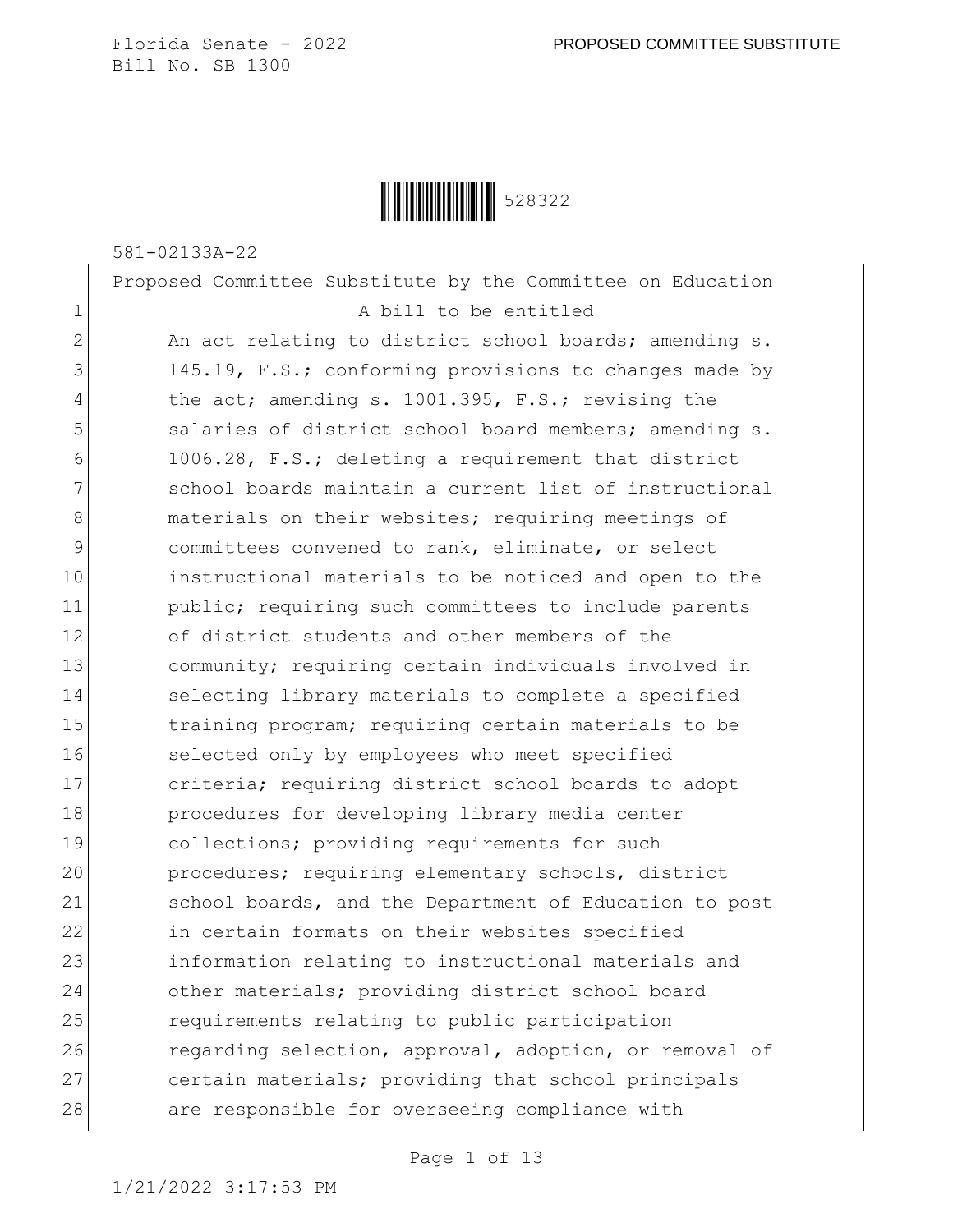Florida Senate - 2022

Bill No. SB 1300

PROPOSED COMMITTEE SUBSTITUTE

528322

581-02133A-22

Proposed Committee Substitute by the Committee on Education

1 A bill to be entitled

2 An act relating to district school boards; amending s.
3 145.19, F.S.; conforming provisions to changes made by
4 the act; amending s. 1001.395, F.S.; revising the
5 salaries of district school board members; amending s.
6 1006.28, F.S.; deleting a requirement that district
7 school boards maintain a current list of instructional
8 materials on their websites; requiring meetings of
9 committees convened to rank, eliminate, or select
10 instructional materials to be noticed and open to the
11 public; requiring such committees to include parents
12 of district students and other members of the
13 community; requiring certain individuals involved in
14 selecting library materials to complete a specified
15 training program; requiring certain materials to be
16 selected only by employees who meet specified
17 criteria; requiring district school boards to adopt
18 procedures for developing library media center
19 collections; providing requirements for such
20 procedures; requiring elementary schools, district
21 school boards, and the Department of Education to post
22 in certain formats on their websites specified
23 information relating to instructional materials and
24 other materials; providing district school board
25 requirements relating to public participation
26 regarding selection, approval, adoption, or removal of
27 certain materials; providing that school principals
28 are responsible for overseeing compliance with

1/21/2022 3:17:53 PM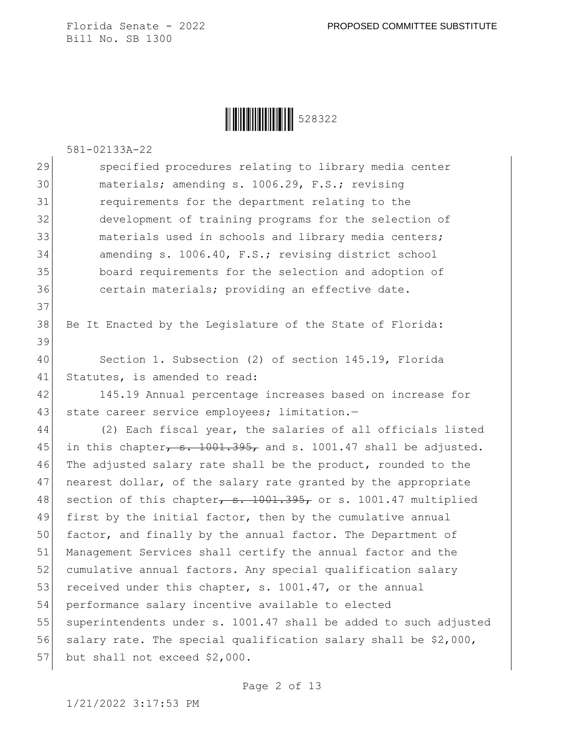specified procedures relating to library media center materials; amending s. 1006.29, F.S.; revising requirements for the department relating to the development of training programs for the selection of materials used in schools and library media centers; amending s. 1006.40, F.S.; revising district school board requirements for the selection and adoption of certain materials; providing an effective date.

Be It Enacted by the Legislature of the State of Florida:

Section 1. Subsection (2) of section 145.19, Florida Statutes, is amended to read:

145.19 Annual percentage increases based on increase for state career service employees; limitation.—

(2) Each fiscal year, the salaries of all officials listed in this chapter~~, s. 1001.395,~~ and s. 1001.47 shall be adjusted. The adjusted salary rate shall be the product, rounded to the nearest dollar, of the salary rate granted by the appropriate section of this chapter~~, s. 1001.395,~~ or s. 1001.47 multiplied first by the initial factor, then by the cumulative annual factor, and finally by the annual factor. The Department of Management Services shall certify the annual factor and the cumulative annual factors. Any special qualification salary received under this chapter, s. 1001.47, or the annual performance salary incentive available to elected superintendents under s. 1001.47 shall be added to such adjusted salary rate. The special qualification salary shall be $2,000, but shall not exceed $2,000.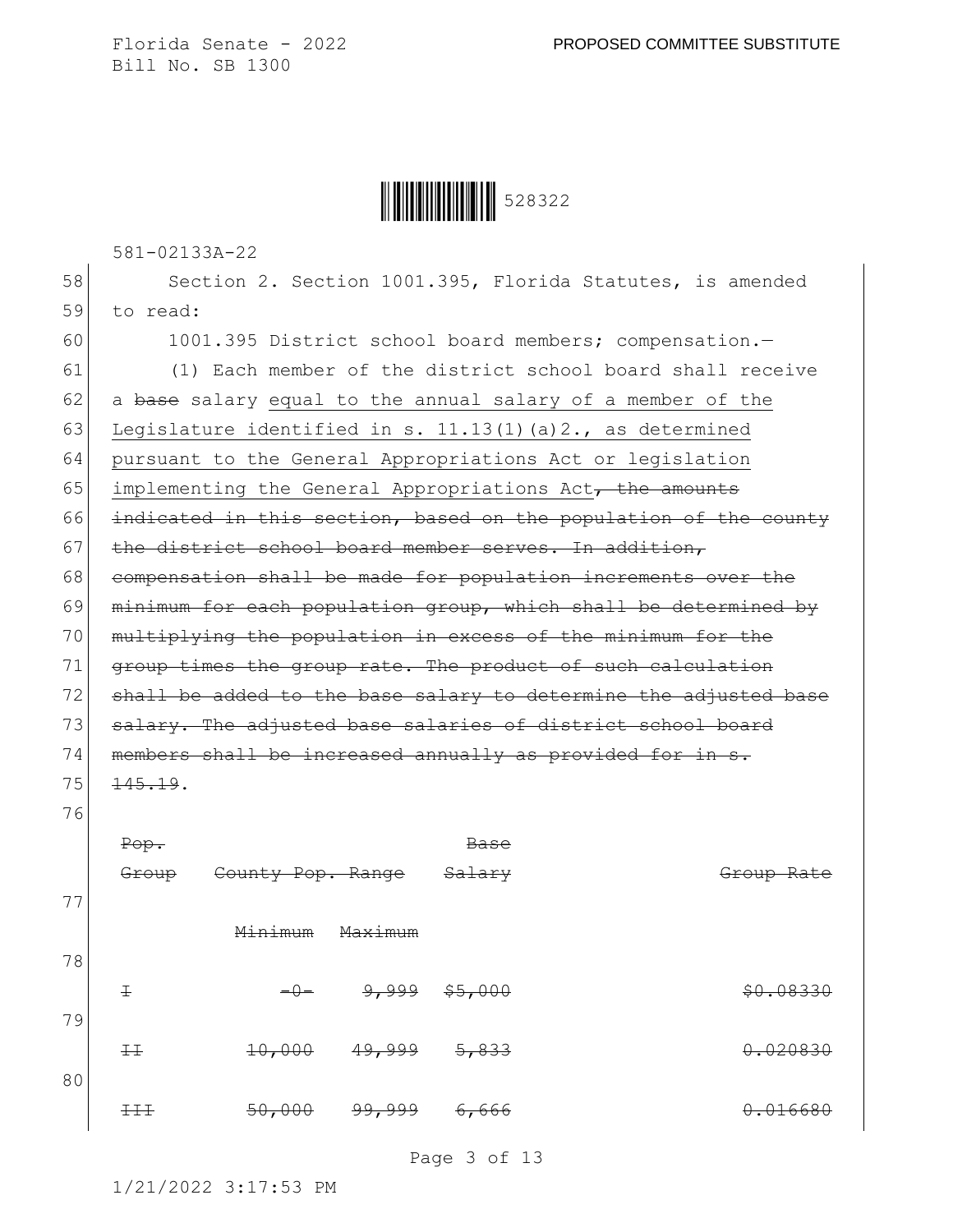581-02133A-22

58 Section 2. Section 1001.395, Florida Statutes, is amended
59 to read:
60 1001.395 District school board members; compensation.—
61 (1) Each member of the district school board shall receive
62 a ~~base~~ salary <u>equal to the annual salary of a member of the</u>
63 <u>Legislature identified in s. 11.13(1)(a)2., as determined</u>
64 <u>pursuant to the General Appropriations Act or legislation</u>
65 <u>implementing the General Appropriations Act</u>~~, the amounts~~
66 ~~indicated in this section, based on the population of the county~~
67 ~~the district school board member serves. In addition,~~
68 ~~compensation shall be made for population increments over the~~
69 ~~minimum for each population group, which shall be determined by~~
70 ~~multiplying the population in excess of the minimum for the~~
71 ~~group times the group rate. The product of such calculation~~
72 ~~shall be added to the base salary to determine the adjusted base~~
73 ~~salary. The adjusted base salaries of district school board~~
74 ~~members shall be increased annually as provided for in s.~~
75 ~~145.19~~.
76

| ~~Pop. Group~~ | ~~County Pop. Range~~ | | ~~Base Salary~~ | ~~Group Rate~~ |
|---|---|---|---|---|
| | ~~Minimum~~ | ~~Maximum~~ | | |
| ~~I~~ | ~~-0-~~ | ~~9,999~~ | ~~$5,000~~ | ~~$0.08330~~ |
| ~~II~~ | ~~10,000~~ | ~~49,999~~ | ~~5,833~~ | ~~0.020830~~ |
| ~~III~~ | ~~50,000~~ | ~~99,999~~ | ~~6,666~~ | ~~0.016680~~ |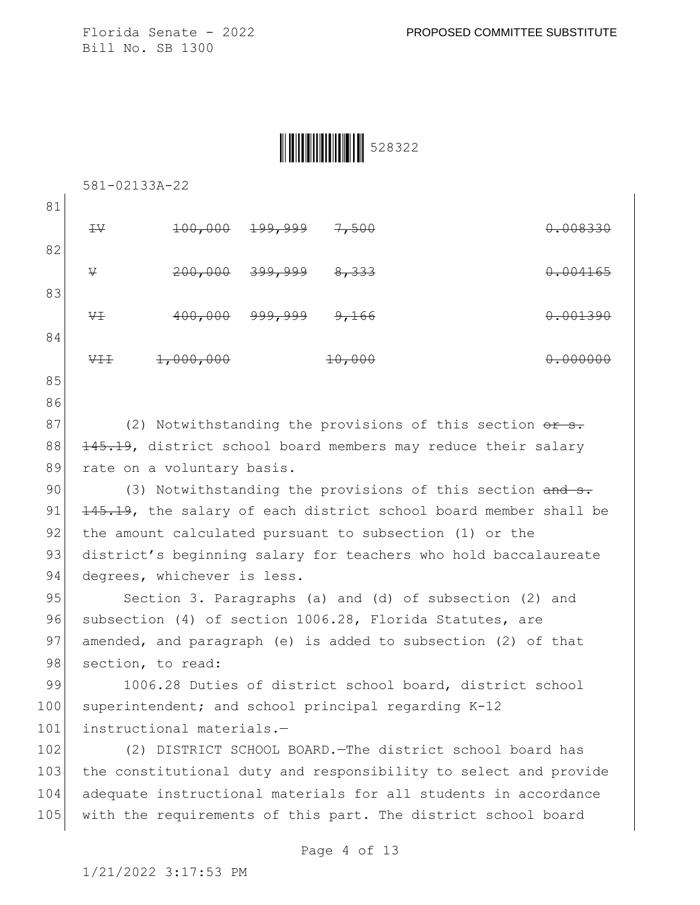| | | | | |
|---|---|---|---|---|
| ~~IV~~ | ~~100,000~~ | ~~199,999~~ | ~~7,500~~ | ~~0.008330~~ |
| ~~V~~ | ~~200,000~~ | ~~399,999~~ | ~~8,333~~ | ~~0.004165~~ |
| ~~VI~~ | ~~400,000~~ | ~~999,999~~ | ~~9,166~~ | ~~0.001390~~ |
| ~~VII~~ | ~~1,000,000~~ | | ~~10,000~~ | ~~0.000000~~ |

(2) Notwithstanding the provisions of this section ~~or s. 145.19~~, district school board members may reduce their salary rate on a voluntary basis.

(3) Notwithstanding the provisions of this section ~~and s. 145.19~~, the salary of each district school board member shall be the amount calculated pursuant to subsection (1) or the district's beginning salary for teachers who hold baccalaureate degrees, whichever is less.

Section 3. Paragraphs (a) and (d) of subsection (2) and subsection (4) of section 1006.28, Florida Statutes, are amended, and paragraph (e) is added to subsection (2) of that section, to read:

1006.28 Duties of district school board, district school superintendent; and school principal regarding K-12 instructional materials.—

(2) DISTRICT SCHOOL BOARD.—The district school board has the constitutional duty and responsibility to select and provide adequate instructional materials for all students in accordance with the requirements of this part. The district school board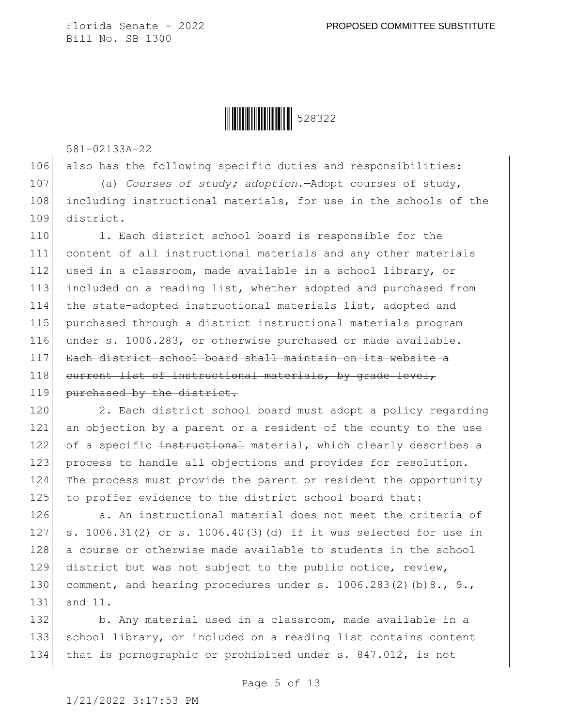also has the following specific duties and responsibilities:

(a) *Courses of study; adoption.*—Adopt courses of study, including instructional materials, for use in the schools of the district.

1. Each district school board is responsible for the content of all instructional materials and any other materials used in a classroom, made available in a school library, or included on a reading list, whether adopted and purchased from the state-adopted instructional materials list, adopted and purchased through a district instructional materials program under s. 1006.283, or otherwise purchased or made available. ~~Each district school board shall maintain on its website a current list of instructional materials, by grade level, purchased by the district.~~

2. Each district school board must adopt a policy regarding an objection by a parent or a resident of the county to the use of a specific ~~instructional~~ material, which clearly describes a process to handle all objections and provides for resolution. The process must provide the parent or resident the opportunity to proffer evidence to the district school board that:

a. An instructional material does not meet the criteria of s. 1006.31(2) or s. 1006.40(3)(d) if it was selected for use in a course or otherwise made available to students in the school district but was not subject to the public notice, review, comment, and hearing procedures under s. 1006.283(2)(b)8., 9., and 11.

b. Any material used in a classroom, made available in a school library, or included on a reading list contains content that is pornographic or prohibited under s. 847.012, is not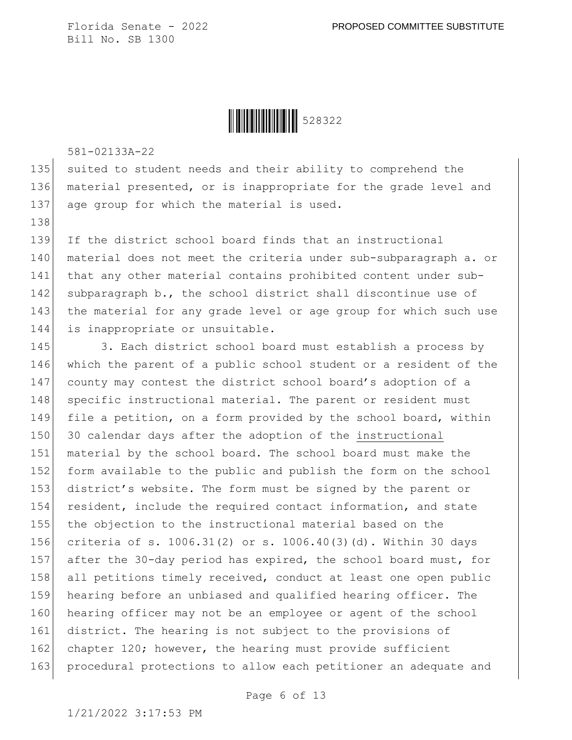suited to student needs and their ability to comprehend the material presented, or is inappropriate for the grade level and age group for which the material is used.

If the district school board finds that an instructional material does not meet the criteria under sub-subparagraph a. or that any other material contains prohibited content under sub-subparagraph b., the school district shall discontinue use of the material for any grade level or age group for which such use is inappropriate or unsuitable.

3. Each district school board must establish a process by which the parent of a public school student or a resident of the county may contest the district school board's adoption of a specific instructional material. The parent or resident must file a petition, on a form provided by the school board, within 30 calendar days after the adoption of the <u>instructional</u> material by the school board. The school board must make the form available to the public and publish the form on the school district's website. The form must be signed by the parent or resident, include the required contact information, and state the objection to the instructional material based on the criteria of s. 1006.31(2) or s. 1006.40(3)(d). Within 30 days after the 30-day period has expired, the school board must, for all petitions timely received, conduct at least one open public hearing before an unbiased and qualified hearing officer. The hearing officer may not be an employee or agent of the school district. The hearing is not subject to the provisions of chapter 120; however, the hearing must provide sufficient procedural protections to allow each petitioner an adequate and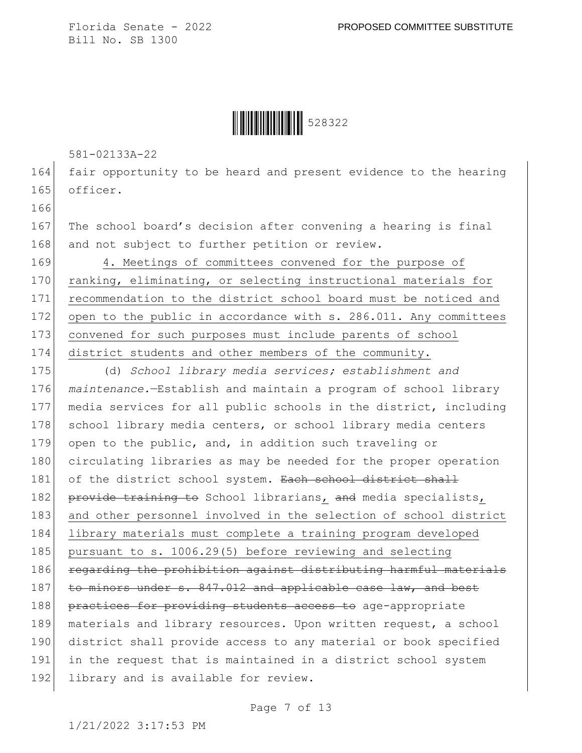fair opportunity to be heard and present evidence to the hearing officer.

The school board's decision after convening a hearing is final and not subject to further petition or review.

4. Meetings of committees convened for the purpose of ranking, eliminating, or selecting instructional materials for recommendation to the district school board must be noticed and open to the public in accordance with s. 286.011. Any committees convened for such purposes must include parents of school district students and other members of the community.

(d) *School library media services; establishment and maintenance.*—Establish and maintain a program of school library media services for all public schools in the district, including school library media centers, or school library media centers open to the public, and, in addition such traveling or circulating libraries as may be needed for the proper operation of the district school system. ~~Each school district shall provide training to~~ School librarians, ~~and~~ media specialists, and other personnel involved in the selection of school district library materials must complete a training program developed pursuant to s. 1006.29(5) before reviewing and selecting ~~regarding the prohibition against distributing harmful materials to minors under s. 847.012 and applicable case law, and best practices for providing students access to~~ age-appropriate materials and library resources. Upon written request, a school district shall provide access to any material or book specified in the request that is maintained in a district school system library and is available for review.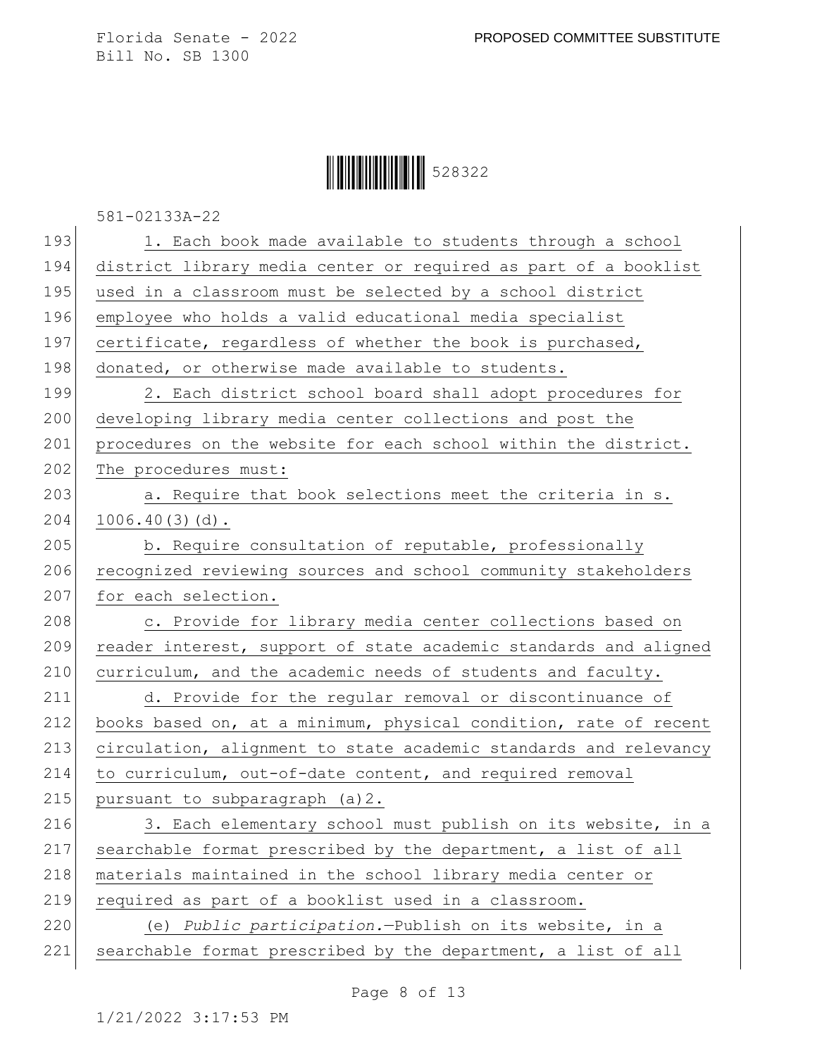581-02133A-22

193 1. Each book made available to students through a school
194 district library media center or required as part of a booklist
195 used in a classroom must be selected by a school district
196 employee who holds a valid educational media specialist
197 certificate, regardless of whether the book is purchased,
198 donated, or otherwise made available to students.

199 2. Each district school board shall adopt procedures for
200 developing library media center collections and post the
201 procedures on the website for each school within the district.
202 The procedures must:

203 a. Require that book selections meet the criteria in s.
204 1006.40(3)(d).

205 b. Require consultation of reputable, professionally
206 recognized reviewing sources and school community stakeholders
207 for each selection.

208 c. Provide for library media center collections based on
209 reader interest, support of state academic standards and aligned
210 curriculum, and the academic needs of students and faculty.

211 d. Provide for the regular removal or discontinuance of
212 books based on, at a minimum, physical condition, rate of recent
213 circulation, alignment to state academic standards and relevancy
214 to curriculum, out-of-date content, and required removal
215 pursuant to subparagraph (a)2.

216 3. Each elementary school must publish on its website, in a
217 searchable format prescribed by the department, a list of all
218 materials maintained in the school library media center or
219 required as part of a booklist used in a classroom.

220 (e) *Public participation.*—Publish on its website, in a
221 searchable format prescribed by the department, a list of all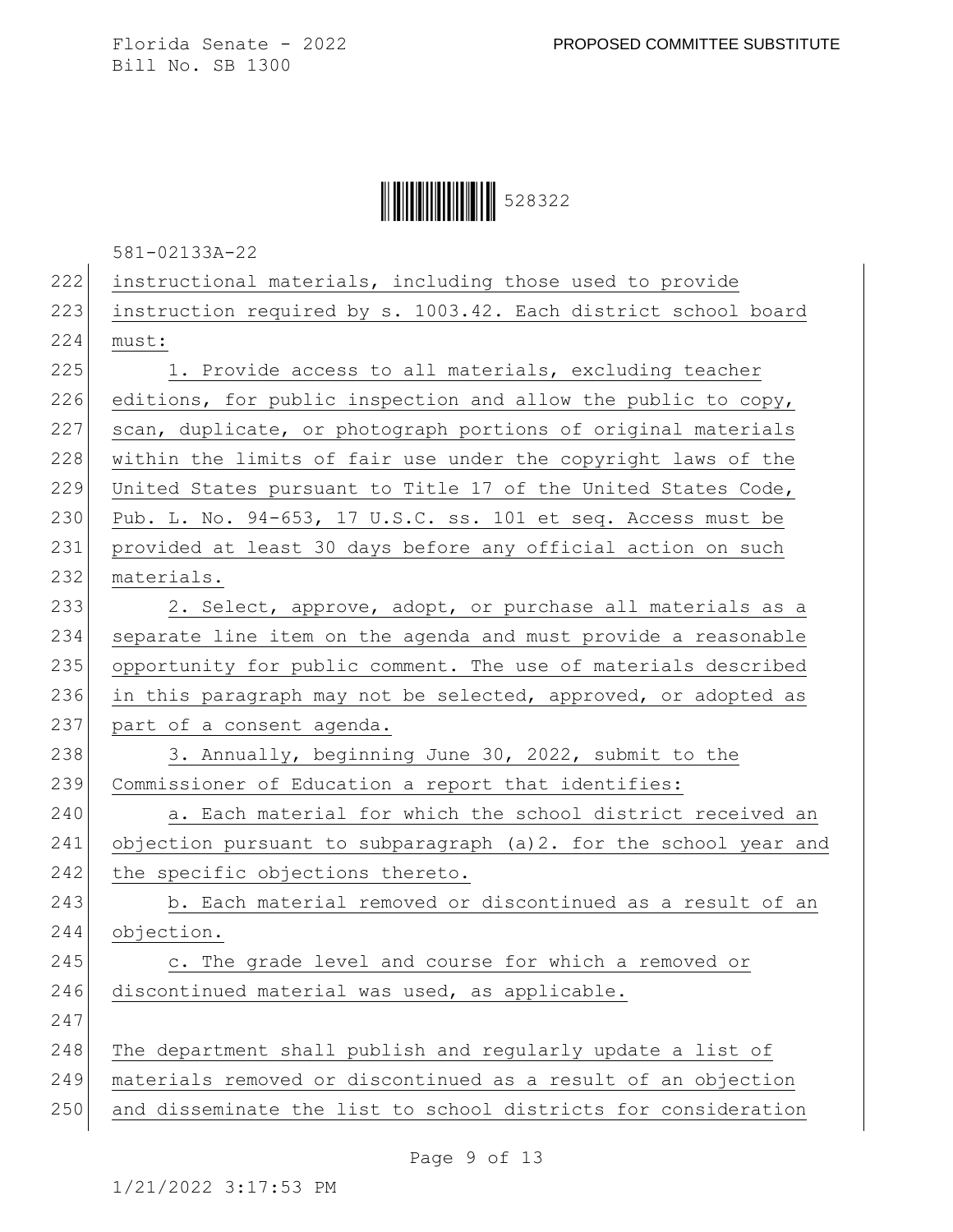instructional materials, including those used to provide instruction required by s. 1003.42. Each district school board must:

1. Provide access to all materials, excluding teacher editions, for public inspection and allow the public to copy, scan, duplicate, or photograph portions of original materials within the limits of fair use under the copyright laws of the United States pursuant to Title 17 of the United States Code, Pub. L. No. 94-653, 17 U.S.C. ss. 101 et seq. Access must be provided at least 30 days before any official action on such materials.

2. Select, approve, adopt, or purchase all materials as a separate line item on the agenda and must provide a reasonable opportunity for public comment. The use of materials described in this paragraph may not be selected, approved, or adopted as part of a consent agenda.

3. Annually, beginning June 30, 2022, submit to the Commissioner of Education a report that identifies:

a. Each material for which the school district received an objection pursuant to subparagraph (a)2. for the school year and the specific objections thereto.

b. Each material removed or discontinued as a result of an objection.

c. The grade level and course for which a removed or discontinued material was used, as applicable.

The department shall publish and regularly update a list of materials removed or discontinued as a result of an objection and disseminate the list to school districts for consideration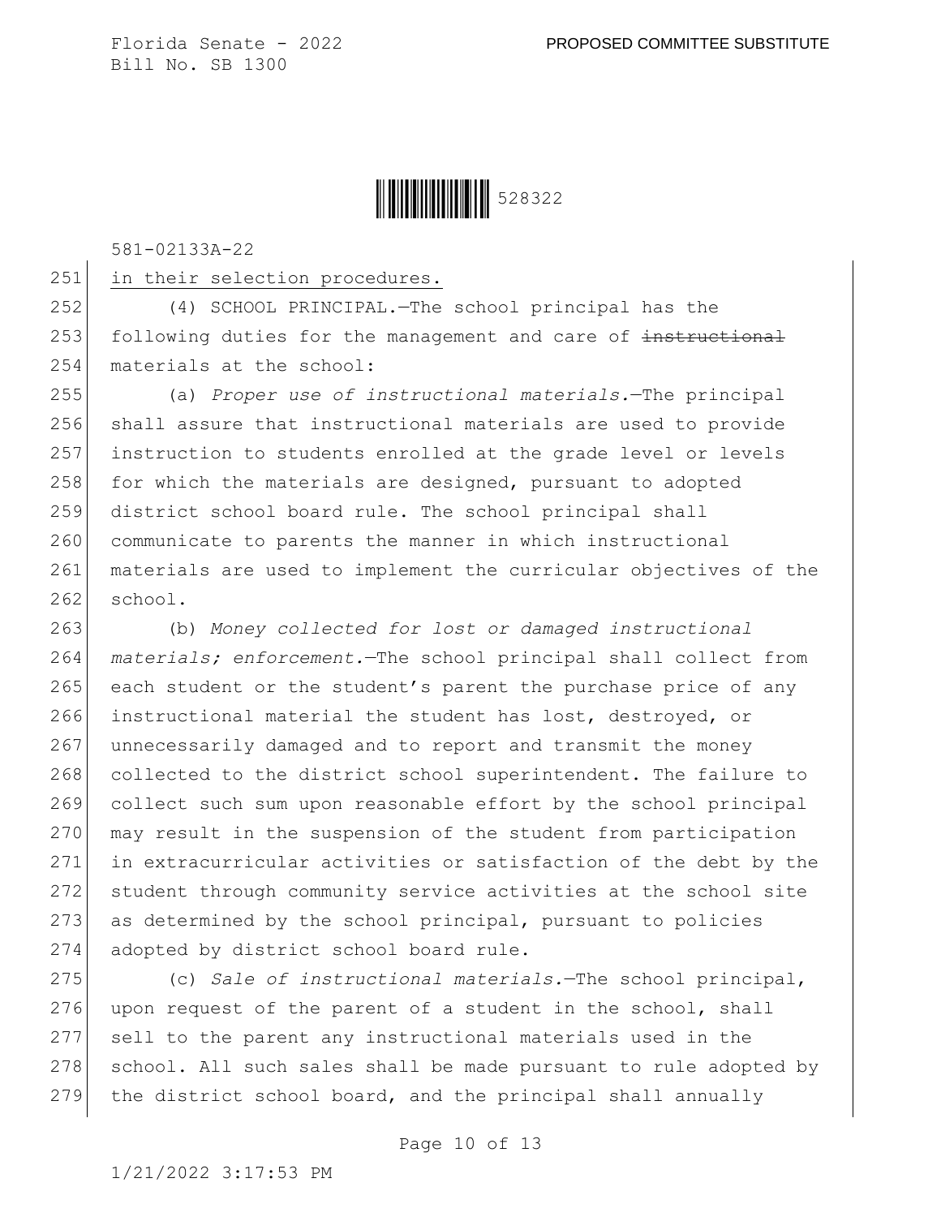in their selection procedures.

(4) SCHOOL PRINCIPAL.—The school principal has the following duties for the management and care of ~~instructional~~ materials at the school:

(a) *Proper use of instructional materials.*—The principal shall assure that instructional materials are used to provide instruction to students enrolled at the grade level or levels for which the materials are designed, pursuant to adopted district school board rule. The school principal shall communicate to parents the manner in which instructional materials are used to implement the curricular objectives of the school.

(b) *Money collected for lost or damaged instructional materials; enforcement.*—The school principal shall collect from each student or the student's parent the purchase price of any instructional material the student has lost, destroyed, or unnecessarily damaged and to report and transmit the money collected to the district school superintendent. The failure to collect such sum upon reasonable effort by the school principal may result in the suspension of the student from participation in extracurricular activities or satisfaction of the debt by the student through community service activities at the school site as determined by the school principal, pursuant to policies adopted by district school board rule.

(c) *Sale of instructional materials.*—The school principal, upon request of the parent of a student in the school, shall sell to the parent any instructional materials used in the school. All such sales shall be made pursuant to rule adopted by the district school board, and the principal shall annually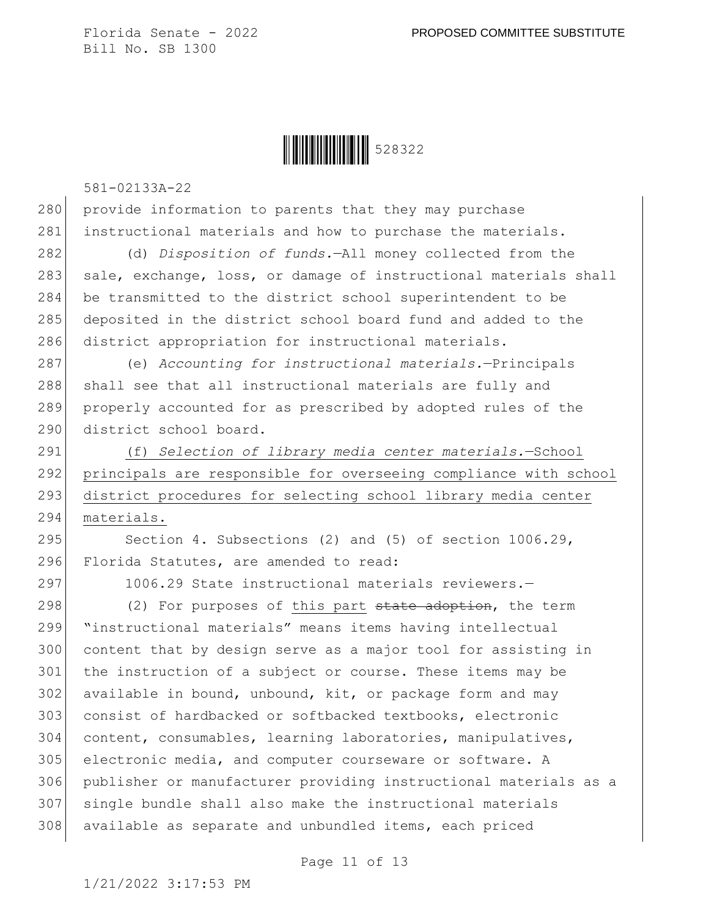provide information to parents that they may purchase instructional materials and how to purchase the materials.

(d) *Disposition of funds.*—All money collected from the sale, exchange, loss, or damage of instructional materials shall be transmitted to the district school superintendent to be deposited in the district school board fund and added to the district appropriation for instructional materials.

(e) *Accounting for instructional materials.*—Principals shall see that all instructional materials are fully and properly accounted for as prescribed by adopted rules of the district school board.

<u>(f) *Selection of library media center materials.*—School principals are responsible for overseeing compliance with school district procedures for selecting school library media center materials.</u>

Section 4. Subsections (2) and (5) of section 1006.29, Florida Statutes, are amended to read:

1006.29 State instructional materials reviewers.—

(2) For purposes of <u>this part</u> ~~state adoption~~, the term "instructional materials" means items having intellectual content that by design serve as a major tool for assisting in the instruction of a subject or course. These items may be available in bound, unbound, kit, or package form and may consist of hardbacked or softbacked textbooks, electronic content, consumables, learning laboratories, manipulatives, electronic media, and computer courseware or software. A publisher or manufacturer providing instructional materials as a single bundle shall also make the instructional materials available as separate and unbundled items, each priced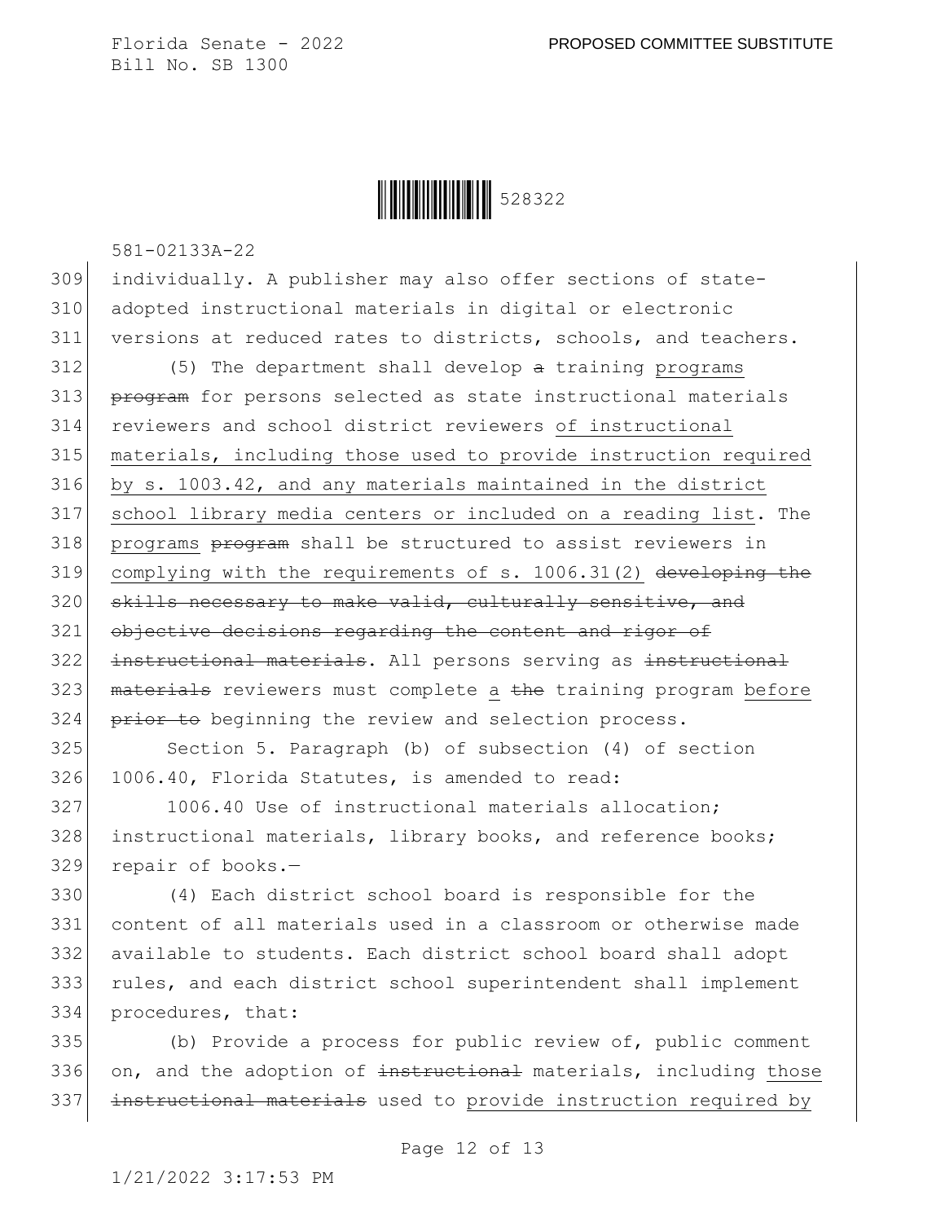individually. A publisher may also offer sections of state-adopted instructional materials in digital or electronic versions at reduced rates to districts, schools, and teachers.

(5) The department shall develop ~~a~~ training <u>programs</u> ~~program~~ for persons selected as state instructional materials reviewers and school district reviewers <u>of instructional materials, including those used to provide instruction required by s. 1003.42, and any materials maintained in the district school library media centers or included on a reading list</u>. The <u>programs</u> ~~program~~ shall be structured to assist reviewers in <u>complying with the requirements of s. 1006.31(2)</u> ~~developing the skills necessary to make valid, culturally sensitive, and objective decisions regarding the content and rigor of instructional materials~~. All persons serving as ~~instructional materials~~ reviewers must complete <u>a</u> ~~the~~ training program <u>before</u> ~~prior to~~ beginning the review and selection process.

Section 5. Paragraph (b) of subsection (4) of section 1006.40, Florida Statutes, is amended to read:

1006.40 Use of instructional materials allocation; instructional materials, library books, and reference books; repair of books.—

(4) Each district school board is responsible for the content of all materials used in a classroom or otherwise made available to students. Each district school board shall adopt rules, and each district school superintendent shall implement procedures, that:

(b) Provide a process for public review of, public comment on, and the adoption of ~~instructional~~ materials, including <u>those</u> ~~instructional materials~~ used to <u>provide instruction required by</u>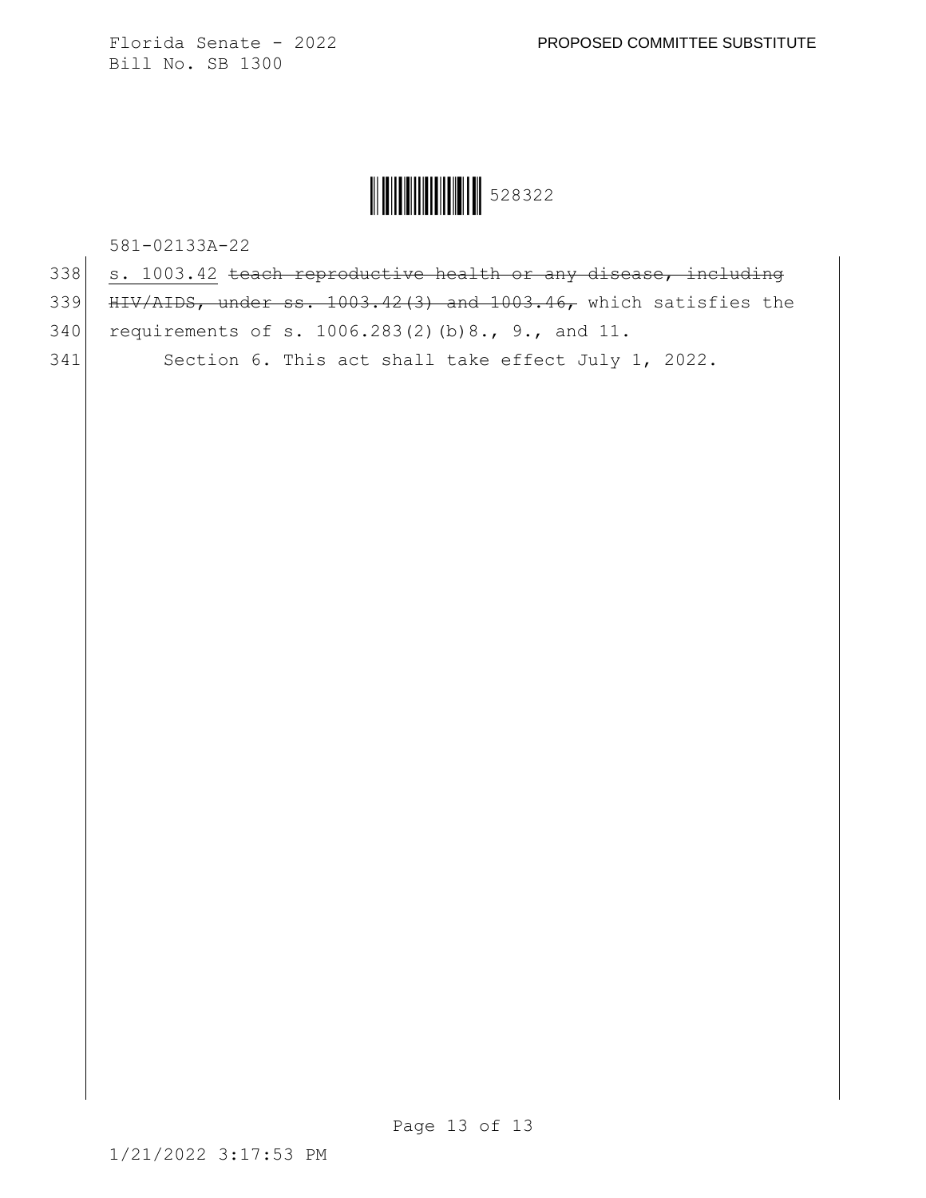581-02133A-22

338 <u>s. 1003.42</u> ~~teach reproductive health or any disease, including~~
339 ~~HIV/AIDS, under ss. 1003.42(3) and 1003.46,~~ which satisfies the
340 requirements of s. 1006.283(2)(b)8., 9., and 11.
341 Section 6. This act shall take effect July 1, 2022.